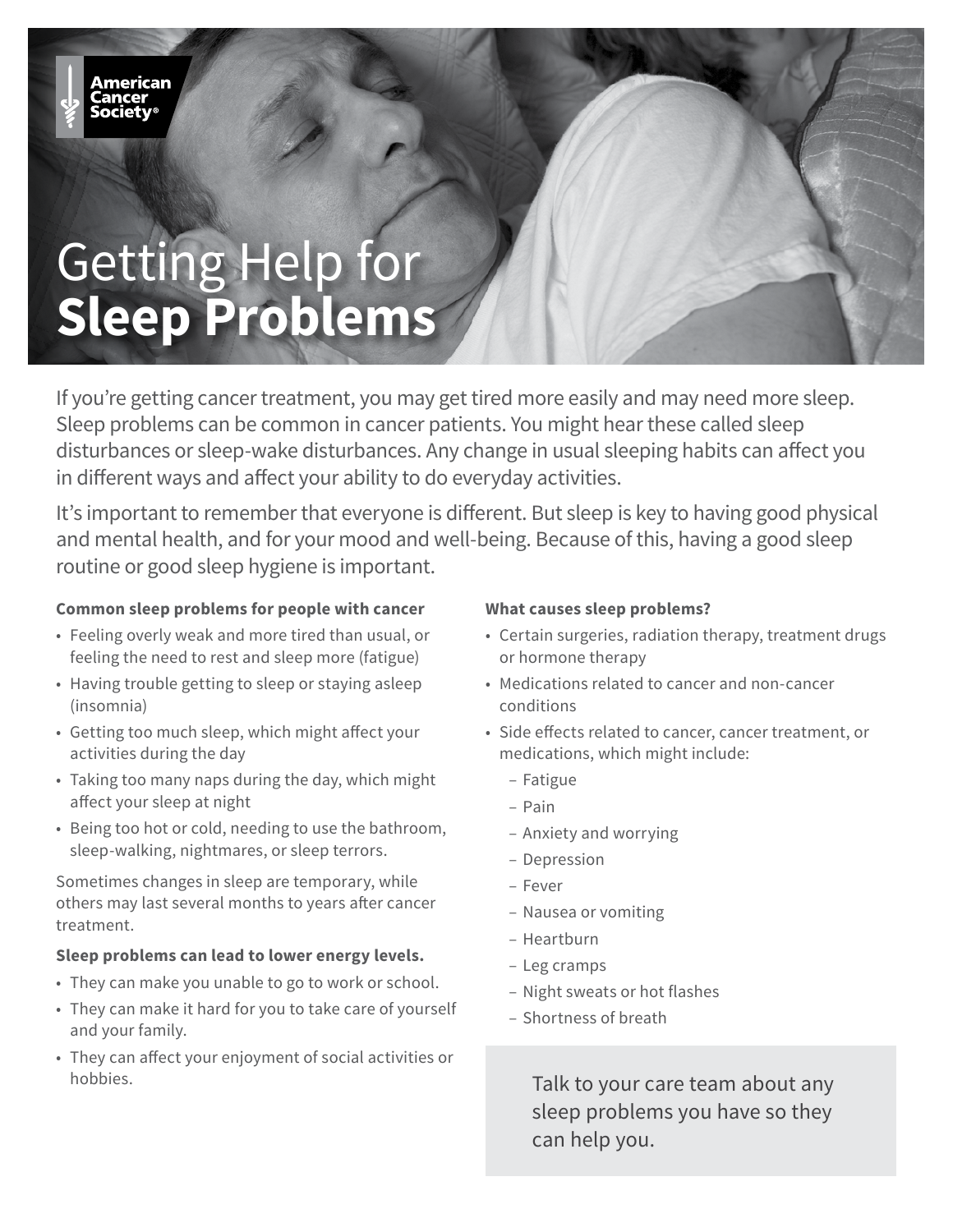American Cancer Society®

# Getting Help for **Sleep Problems**

If you're getting cancer treatment, you may get tired more easily and may need more sleep. Sleep problems can be common in cancer patients. You might hear these called sleep disturbances or sleep-wake disturbances. Any change in usual sleeping habits can affect you in different ways and affect your ability to do everyday activities.

It's important to remember that everyone is different. But sleep is key to having good physical and mental health, and for your mood and well-being. Because of this, having a good sleep routine or good sleep hygiene is important.

### Common sleep problems for people with cancer

- Feeling overly weak and more tired than usual, or feeling the need to rest and sleep more (fatigue)
- Having trouble getting to sleep or staying asleep (insomnia)
- Getting too much sleep, which might affect your activities during the day
- Taking too many naps during the day, which might affect your sleep at night
- Being too hot or cold, needing to use the bathroom, sleep-walking, nightmares, or sleep terrors.

Sometimes changes in sleep are temporary, while others may last several months to years after cancer treatment.

### Sleep problems can lead to lower energy levels.

- They can make you unable to go to work or school.
- They can make it hard for you to take care of yourself and your family.
- They can affect your enjoyment of social activities or hobbies.

### What causes sleep problems?

- Certain surgeries, radiation therapy, treatment drugs or hormone therapy
- Medications related to cancer and non-cancer conditions
- Side effects related to cancer, cancer treatment, or medications, which might include:
  - Fatigue
  - Pain
  - Anxiety and worrying
  - Depression
  - Fever
  - Nausea or vomiting
  - Heartburn
  - Leg cramps
  - Night sweats or hot flashes
  - Shortness of breath

Talk to your care team about any sleep problems you have so they can help you.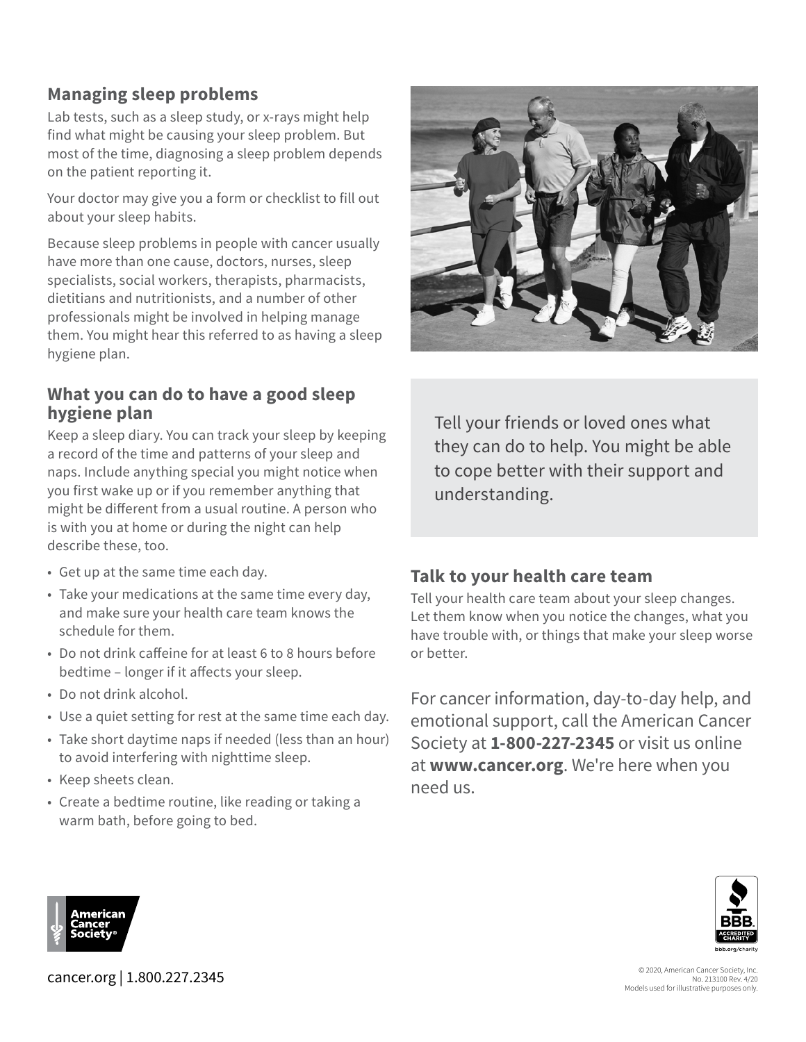## Managing sleep problems

Lab tests, such as a sleep study, or x-rays might help find what might be causing your sleep problem. But most of the time, diagnosing a sleep problem depends on the patient reporting it.

Your doctor may give you a form or checklist to fill out about your sleep habits.

Because sleep problems in people with cancer usually have more than one cause, doctors, nurses, sleep specialists, social workers, therapists, pharmacists, dietitians and nutritionists, and a number of other professionals might be involved in helping manage them. You might hear this referred to as having a sleep hygiene plan.

## What you can do to have a good sleep hygiene plan

Keep a sleep diary. You can track your sleep by keeping a record of the time and patterns of your sleep and naps. Include anything special you might notice when you first wake up or if you remember anything that might be different from a usual routine. A person who is with you at home or during the night can help describe these, too.

- Get up at the same time each day.
- Take your medications at the same time every day, and make sure your health care team knows the schedule for them.
- Do not drink caffeine for at least 6 to 8 hours before bedtime – longer if it affects your sleep.
- Do not drink alcohol.
- Use a quiet setting for rest at the same time each day.
- Take short daytime naps if needed (less than an hour) to avoid interfering with nighttime sleep.
- Keep sheets clean.
- Create a bedtime routine, like reading or taking a warm bath, before going to bed.

Tell your friends or loved ones what they can do to help. You might be able to cope better with their support and understanding.

## Talk to your health care team

Tell your health care team about your sleep changes. Let them know when you notice the changes, what you have trouble with, or things that make your sleep worse or better.

For cancer information, day-to-day help, and emotional support, call the American Cancer Society at **1-800-227-2345** or visit us online at **www.cancer.org**. We're here when you need us.

cancer.org | 1.800.227.2345

© 2020, American Cancer Society, Inc.
No. 213100 Rev. 4/20
Models used for illustrative purposes only.